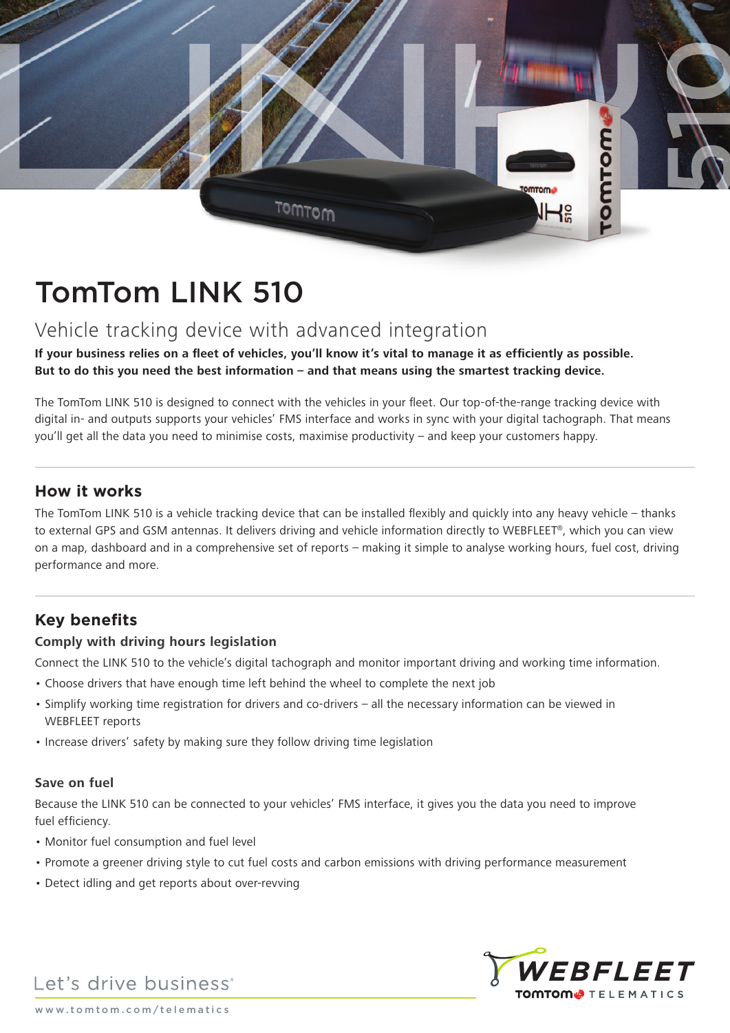# TomTom LINK 510

## Vehicle tracking device with advanced integration

**If your business relies on a fleet of vehicles, you'll know it's vital to manage it as efficiently as possible. But to do this you need the best information – and that means using the smartest tracking device.**

The TomTom LINK 510 is designed to connect with the vehicles in your fleet. Our top-of-the-range tracking device with digital in- and outputs supports your vehicles' FMS interface and works in sync with your digital tachograph. That means you'll get all the data you need to minimise costs, maximise productivity – and keep your customers happy.

## How it works

The TomTom LINK 510 is a vehicle tracking device that can be installed flexibly and quickly into any heavy vehicle – thanks to external GPS and GSM antennas. It delivers driving and vehicle information directly to WEBFLEET®, which you can view on a map, dashboard and in a comprehensive set of reports – making it simple to analyse working hours, fuel cost, driving performance and more.

## Key benefits

### Comply with driving hours legislation

Connect the LINK 510 to the vehicle's digital tachograph and monitor important driving and working time information.

- Choose drivers that have enough time left behind the wheel to complete the next job
- Simplify working time registration for drivers and co-drivers – all the necessary information can be viewed in WEBFLEET reports
- Increase drivers' safety by making sure they follow driving time legislation

### Save on fuel

Because the LINK 510 can be connected to your vehicles' FMS interface, it gives you the data you need to improve fuel efficiency.

- Monitor fuel consumption and fuel level
- Promote a greener driving style to cut fuel costs and carbon emissions with driving performance measurement
- Detect idling and get reports about over-revving

Let's drive business®

www.tomtom.com/telematics

WEBFLEET TOMTOM TELEMATICS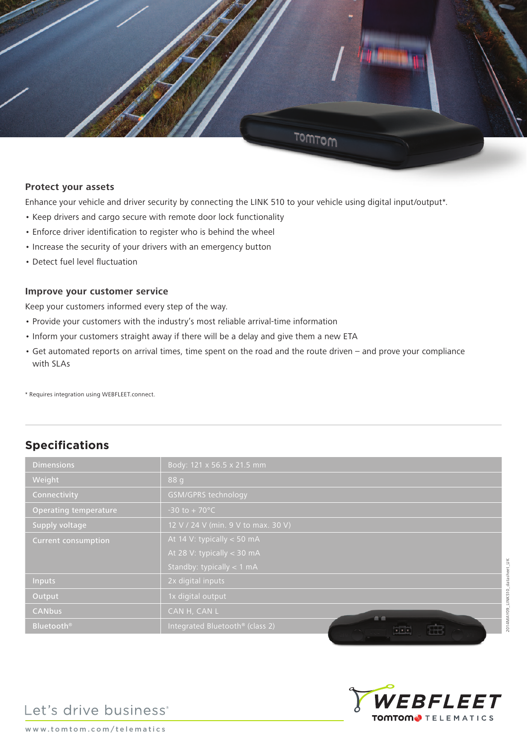### Protect your assets

Enhance your vehicle and driver security by connecting the LINK 510 to your vehicle using digital input/output*.

- Keep drivers and cargo secure with remote door lock functionality
- Enforce driver identification to register who is behind the wheel
- Increase the security of your drivers with an emergency button
- Detect fuel level fluctuation

### Improve your customer service

Keep your customers informed every step of the way.

- Provide your customers with the industry's most reliable arrival-time information
- Inform your customers straight away if there will be a delay and give them a new ETA
- Get automated reports on arrival times, time spent on the road and the route driven – and prove your compliance with SLAs

* Requires integration using WEBFLEET.connect.

## Specifications

| | |
|---|---|
| Dimensions | Body: 121 x 56.5 x 21.5 mm |
| Weight | 88 g |
| Connectivity | GSM/GPRS technology |
| Operating temperature | -30 to + 70°C |
| Supply voltage | 12 V / 24 V (min. 9 V to max. 30 V) |
| Current consumption | At 14 V: typically < 50 mA<br>At 28 V: typically < 30 mA<br>Standby: typically < 1 mA |
| Inputs | 2x digital inputs |
| Output | 1x digital output |
| CANbus | CAN H, CAN L |
| Bluetooth® | Integrated Bluetooth® (class 2) |

2014MAY09_LINK510_datasheet_UK

Let's drive business®

www.tomtom.com/telematics

WEBFLEET
TOMTOM TELEMATICS